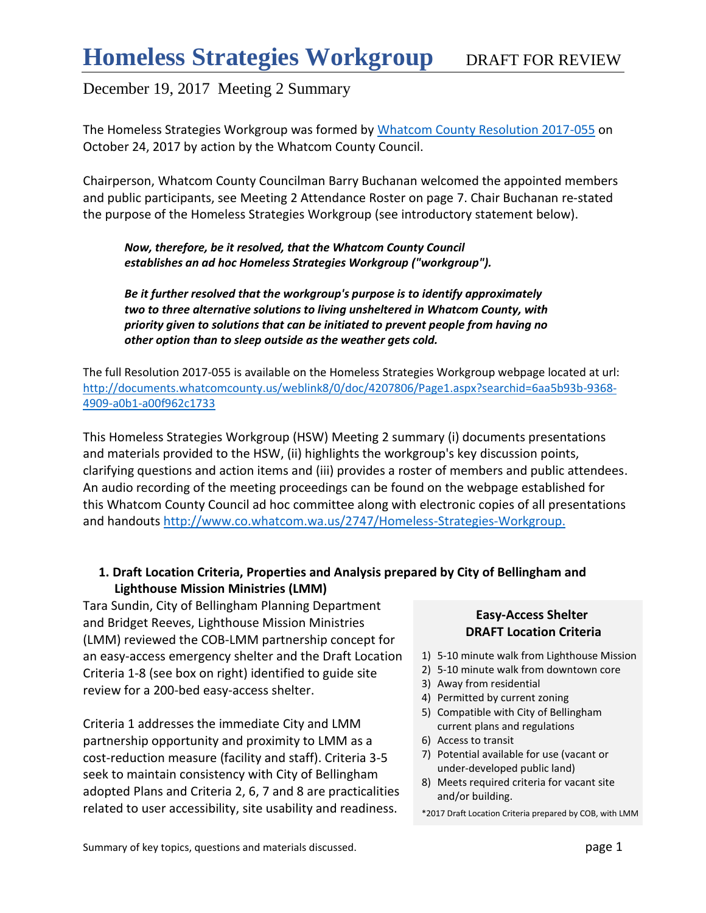# Homeless Strategies Workgroup DRAFT FOR REVIEW

December 19, 2017 Meeting 2 Summary

The Homeless Strategies Workgroup was formed by [Whatcom County Resolution 2017-055] on October 24, 2017 by action by the Whatcom County Council.

Chairperson, Whatcom County Councilman Barry Buchanan welcomed the appointed members and public participants, see Meeting 2 Attendance Roster on page 7. Chair Buchanan re-stated the purpose of the Homeless Strategies Workgroup (see introductory statement below).

> ***Now, therefore, be it resolved, that the Whatcom County Council establishes an ad hoc Homeless Strategies Workgroup ("workgroup").***
>
> ***Be it further resolved that the workgroup's purpose is to identify approximately two to three alternative solutions to living unsheltered in Whatcom County, with priority given to solutions that can be initiated to prevent people from having no other option than to sleep outside as the weather gets cold.***

The full Resolution 2017-055 is available on the Homeless Strategies Workgroup webpage located at url: http://documents.whatcomcounty.us/weblink8/0/doc/4207806/Page1.aspx?searchid=6aa5b93b-9368-4909-a0b1-a00f962c1733

This Homeless Strategies Workgroup (HSW) Meeting 2 summary (i) documents presentations and materials provided to the HSW, (ii) highlights the workgroup's key discussion points, clarifying questions and action items and (iii) provides a roster of members and public attendees. An audio recording of the meeting proceedings can be found on the webpage established for this Whatcom County Council ad hoc committee along with electronic copies of all presentations and handouts http://www.co.whatcom.wa.us/2747/Homeless-Strategies-Workgroup.

## 1. Draft Location Criteria, Properties and Analysis prepared by City of Bellingham and Lighthouse Mission Ministries (LMM)

Tara Sundin, City of Bellingham Planning Department and Bridget Reeves, Lighthouse Mission Ministries (LMM) reviewed the COB-LMM partnership concept for an easy-access emergency shelter and the Draft Location Criteria 1-8 (see box on right) identified to guide site review for a 200-bed easy-access shelter.

Criteria 1 addresses the immediate City and LMM partnership opportunity and proximity to LMM as a cost-reduction measure (facility and staff). Criteria 3-5 seek to maintain consistency with City of Bellingham adopted Plans and Criteria 2, 6, 7 and 8 are practicalities related to user accessibility, site usability and readiness.

**Easy-Access Shelter DRAFT Location Criteria**

1) 5-10 minute walk from Lighthouse Mission
2) 5-10 minute walk from downtown core
3) Away from residential
4) Permitted by current zoning
5) Compatible with City of Bellingham current plans and regulations
6) Access to transit
7) Potential available for use (vacant or under-developed public land)
8) Meets required criteria for vacant site and/or building.

*2017 Draft Location Criteria prepared by COB, with LMM

Summary of key topics, questions and materials discussed.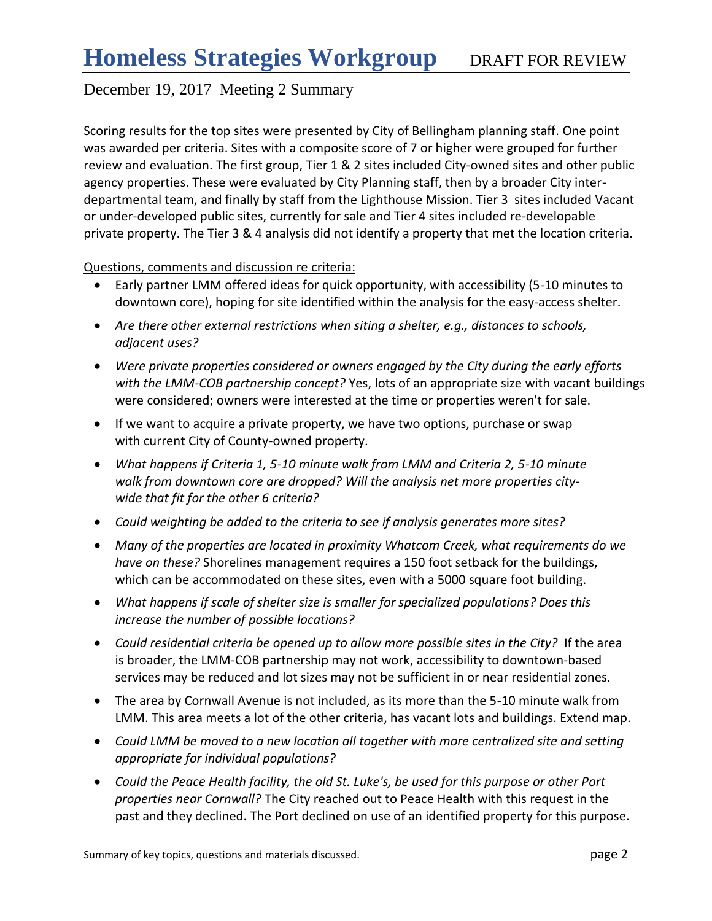# Homeless Strategies Workgroup    DRAFT FOR REVIEW

December 19, 2017 Meeting 2 Summary

Scoring results for the top sites were presented by City of Bellingham planning staff. One point was awarded per criteria. Sites with a composite score of 7 or higher were grouped for further review and evaluation. The first group, Tier 1 & 2 sites included City-owned sites and other public agency properties. These were evaluated by City Planning staff, then by a broader City inter-departmental team, and finally by staff from the Lighthouse Mission. Tier 3 sites included Vacant or under-developed public sites, currently for sale and Tier 4 sites included re-developable private property. The Tier 3 & 4 analysis did not identify a property that met the location criteria.

Questions, comments and discussion re criteria:

- Early partner LMM offered ideas for quick opportunity, with accessibility (5-10 minutes to downtown core), hoping for site identified within the analysis for the easy-access shelter.
- *Are there other external restrictions when siting a shelter, e.g., distances to schools, adjacent uses?*
- *Were private properties considered or owners engaged by the City during the early efforts with the LMM-COB partnership concept?* Yes, lots of an appropriate size with vacant buildings were considered; owners were interested at the time or properties weren't for sale.
- If we want to acquire a private property, we have two options, purchase or swap with current City of County-owned property.
- *What happens if Criteria 1, 5-10 minute walk from LMM and Criteria 2, 5-10 minute walk from downtown core are dropped? Will the analysis net more properties city-wide that fit for the other 6 criteria?*
- *Could weighting be added to the criteria to see if analysis generates more sites?*
- *Many of the properties are located in proximity Whatcom Creek, what requirements do we have on these?* Shorelines management requires a 150 foot setback for the buildings, which can be accommodated on these sites, even with a 5000 square foot building.
- *What happens if scale of shelter size is smaller for specialized populations? Does this increase the number of possible locations?*
- *Could residential criteria be opened up to allow more possible sites in the City?* If the area is broader, the LMM-COB partnership may not work, accessibility to downtown-based services may be reduced and lot sizes may not be sufficient in or near residential zones.
- The area by Cornwall Avenue is not included, as its more than the 5-10 minute walk from LMM. This area meets a lot of the other criteria, has vacant lots and buildings. Extend map.
- *Could LMM be moved to a new location all together with more centralized site and setting appropriate for individual populations?*
- *Could the Peace Health facility, the old St. Luke's, be used for this purpose or other Port properties near Cornwall?* The City reached out to Peace Health with this request in the past and they declined. The Port declined on use of an identified property for this purpose.

Summary of key topics, questions and materials discussed.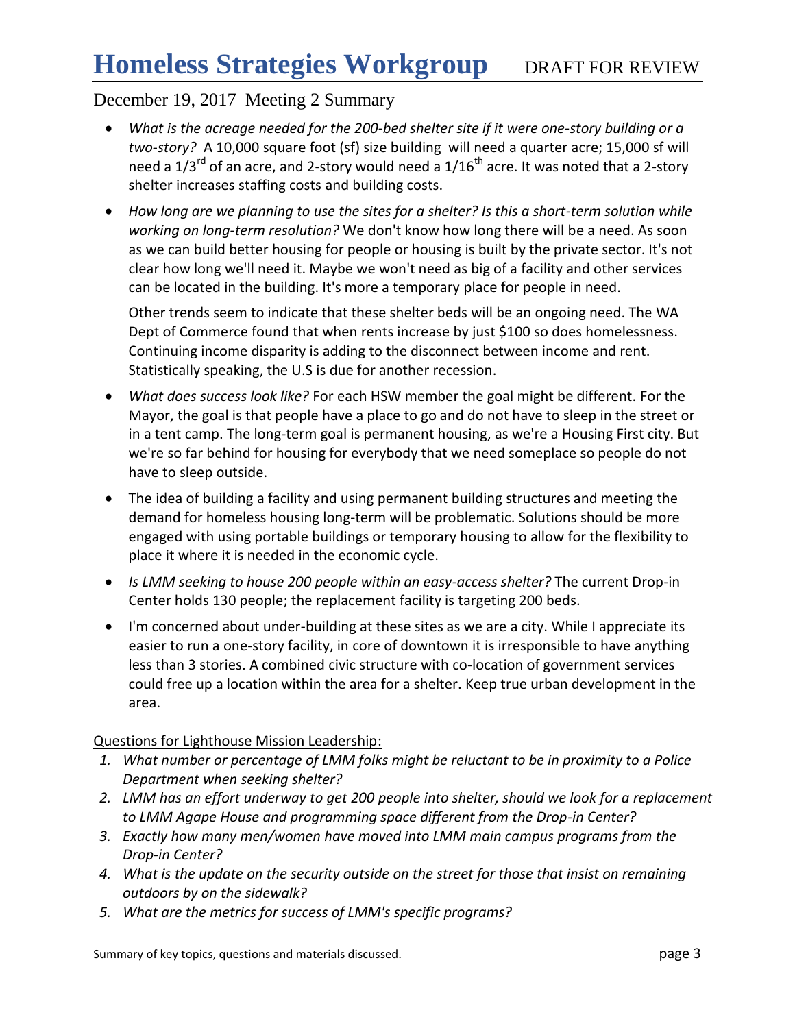# Homeless Strategies Workgroup DRAFT FOR REVIEW

## December 19, 2017 Meeting 2 Summary

- *What is the acreage needed for the 200-bed shelter site if it were one-story building or a two-story?* A 10,000 square foot (sf) size building will need a quarter acre; 15,000 sf will need a 1/3rd of an acre, and 2-story would need a 1/16th acre. It was noted that a 2-story shelter increases staffing costs and building costs.
- *How long are we planning to use the sites for a shelter? Is this a short-term solution while working on long-term resolution?* We don't know how long there will be a need. As soon as we can build better housing for people or housing is built by the private sector. It's not clear how long we'll need it. Maybe we won't need as big of a facility and other services can be located in the building. It's more a temporary place for people in need.

  Other trends seem to indicate that these shelter beds will be an ongoing need. The WA Dept of Commerce found that when rents increase by just $100 so does homelessness. Continuing income disparity is adding to the disconnect between income and rent. Statistically speaking, the U.S is due for another recession.
- *What does success look like?* For each HSW member the goal might be different. For the Mayor, the goal is that people have a place to go and do not have to sleep in the street or in a tent camp. The long-term goal is permanent housing, as we're a Housing First city. But we're so far behind for housing for everybody that we need someplace so people do not have to sleep outside.
- The idea of building a facility and using permanent building structures and meeting the demand for homeless housing long-term will be problematic. Solutions should be more engaged with using portable buildings or temporary housing to allow for the flexibility to place it where it is needed in the economic cycle.
- *Is LMM seeking to house 200 people within an easy-access shelter?* The current Drop-in Center holds 130 people; the replacement facility is targeting 200 beds.
- I'm concerned about under-building at these sites as we are a city. While I appreciate its easier to run a one-story facility, in core of downtown it is irresponsible to have anything less than 3 stories. A combined civic structure with co-location of government services could free up a location within the area for a shelter. Keep true urban development in the area.

Questions for Lighthouse Mission Leadership:

1. *What number or percentage of LMM folks might be reluctant to be in proximity to a Police Department when seeking shelter?*
2. *LMM has an effort underway to get 200 people into shelter, should we look for a replacement to LMM Agape House and programming space different from the Drop-in Center?*
3. *Exactly how many men/women have moved into LMM main campus programs from the Drop-in Center?*
4. *What is the update on the security outside on the street for those that insist on remaining outdoors by on the sidewalk?*
5. *What are the metrics for success of LMM's specific programs?*

Summary of key topics, questions and materials discussed.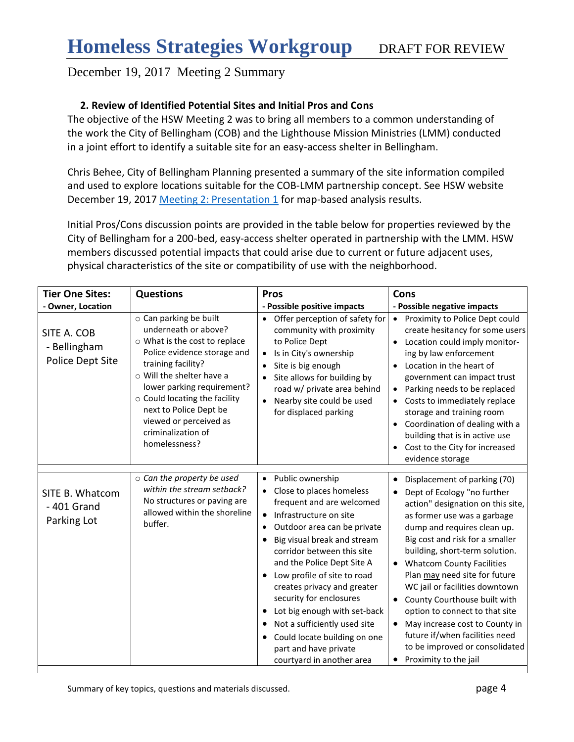**2. Review of Identified Potential Sites and Initial Pros and Cons**

The objective of the HSW Meeting 2 was to bring all members to a common understanding of the work the City of Bellingham (COB) and the Lighthouse Mission Ministries (LMM) conducted in a joint effort to identify a suitable site for an easy-access shelter in Bellingham.

Chris Behee, City of Bellingham Planning presented a summary of the site information compiled and used to explore locations suitable for the COB-LMM partnership concept. See HSW website December 19, 2017 Meeting 2: Presentation 1 for map-based analysis results.

Initial Pros/Cons discussion points are provided in the table below for properties reviewed by the City of Bellingham for a 200-bed, easy-access shelter operated in partnership with the LMM. HSW members discussed potential impacts that could arise due to current or future adjacent uses, physical characteristics of the site or compatibility of use with the neighborhood.

| **Tier One Sites:** **- Owner, Location** | **Questions** | **Pros** **- Possible positive impacts** | **Cons** **- Possible negative impacts** |
|---|---|---|---|
| SITE A. COB - Bellingham Police Dept Site | ○ Can parking be built underneath or above?<br>○ What is the cost to replace Police evidence storage and training facility?<br>○ Will the shelter have a lower parking requirement?<br>○ Could locating the facility next to Police Dept be viewed or perceived as criminalization of homelessness? | • Offer perception of safety for community with proximity to Police Dept<br>• Is in City's ownership<br>• Site is big enough<br>• Site allows for building by road w/ private area behind<br>• Nearby site could be used for displaced parking | • Proximity to Police Dept could create hesitancy for some users<br>• Location could imply monitoring by law enforcement<br>• Location in the heart of government can impact trust<br>• Parking needs to be replaced<br>• Costs to immediately replace storage and training room<br>• Coordination of dealing with a building that is in active use<br>• Cost to the City for increased evidence storage |
| SITE B. Whatcom - 401 Grand Parking Lot | ○ *Can the property be used within the stream setback?* No structures or paving are allowed within the shoreline buffer. | • Public ownership<br>• Close to places homeless frequent and are welcomed<br>• Infrastructure on site<br>• Outdoor area can be private<br>• Big visual break and stream corridor between this site and the Police Dept Site A<br>• Low profile of site to road creates privacy and greater security for enclosures<br>• Lot big enough with set-back<br>• Not a sufficiently used site<br>• Could locate building on one part and have private courtyard in another area | • Displacement of parking (70)<br>• Dept of Ecology "no further action" designation on this site, as former use was a garbage dump and requires clean up. Big cost and risk for a smaller building, short-term solution.<br>• Whatcom County Facilities Plan <u>may</u> need site for future WC jail or facilities downtown<br>• County Courthouse built with option to connect to that site<br>• May increase cost to County in future if/when facilities need to be improved or consolidated<br>• Proximity to the jail |

Summary of key topics, questions and materials discussed.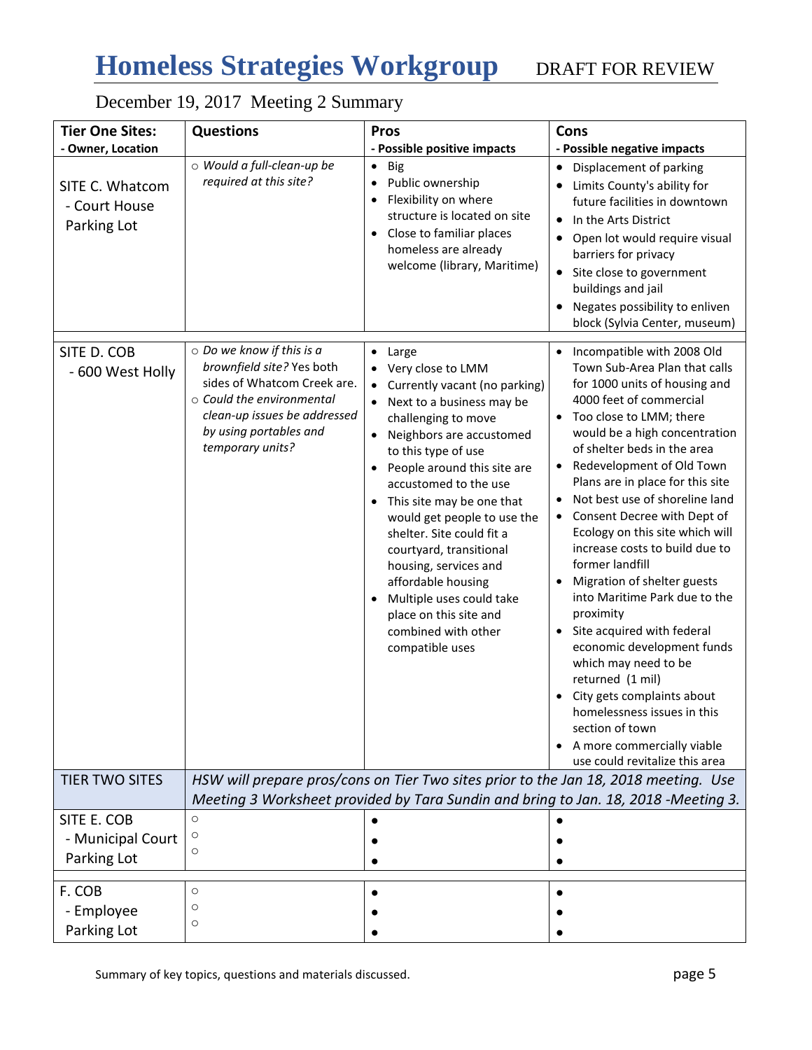# Homeless Strategies Workgroup DRAFT FOR REVIEW

December 19, 2017 Meeting 2 Summary

| **Tier One Sites:**<br>**- Owner, Location** | **Questions** | **Pros**<br>**- Possible positive impacts** | **Cons**<br>**- Possible negative impacts** |
|---|---|---|---|
| SITE C. Whatcom<br>- Court House Parking Lot | ○ *Would a full-clean-up be required at this site?* | • Big<br>• Public ownership<br>• Flexibility on where structure is located on site<br>• Close to familiar places homeless are already welcome (library, Maritime) | • Displacement of parking<br>• Limits County's ability for future facilities in downtown<br>• In the Arts District<br>• Open lot would require visual barriers for privacy<br>• Site close to government buildings and jail<br>• Negates possibility to enliven block (Sylvia Center, museum) |
| SITE D. COB<br>- 600 West Holly | ○ *Do we know if this is a brownfield site?* Yes both sides of Whatcom Creek are.<br>○ *Could the environmental clean-up issues be addressed by using portables and temporary units?* | • Large<br>• Very close to LMM<br>• Currently vacant (no parking)<br>• Next to a business may be challenging to move<br>• Neighbors are accustomed to this type of use<br>• People around this site are accustomed to the use<br>• This site may be one that would get people to use the shelter. Site could fit a courtyard, transitional housing, services and affordable housing<br>• Multiple uses could take place on this site and combined with other compatible uses | • Incompatible with 2008 Old Town Sub-Area Plan that calls for 1000 units of housing and 4000 feet of commercial<br>• Too close to LMM; there would be a high concentration of shelter beds in the area<br>• Redevelopment of Old Town Plans are in place for this site<br>• Not best use of shoreline land<br>• Consent Decree with Dept of Ecology on this site which will increase costs to build due to former landfill<br>• Migration of shelter guests into Maritime Park due to the proximity<br>• Site acquired with federal economic development funds which may need to be returned (1 mil)<br>• City gets complaints about homelessness issues in this section of town<br>• A more commercially viable use could revitalize this area |
| TIER TWO SITES | *HSW will prepare pros/cons on Tier Two sites prior to the Jan 18, 2018 meeting. Use Meeting 3 Worksheet provided by Tara Sundin and bring to Jan. 18, 2018 -Meeting 3.* | | |
| SITE E. COB<br>- Municipal Court Parking Lot | ○<br>○<br>○ | •<br>•<br>• | •<br>•<br>• |
| F. COB<br>- Employee Parking Lot | ○<br>○<br>○ | •<br>•<br>• | •<br>•<br>• |

Summary of key topics, questions and materials discussed.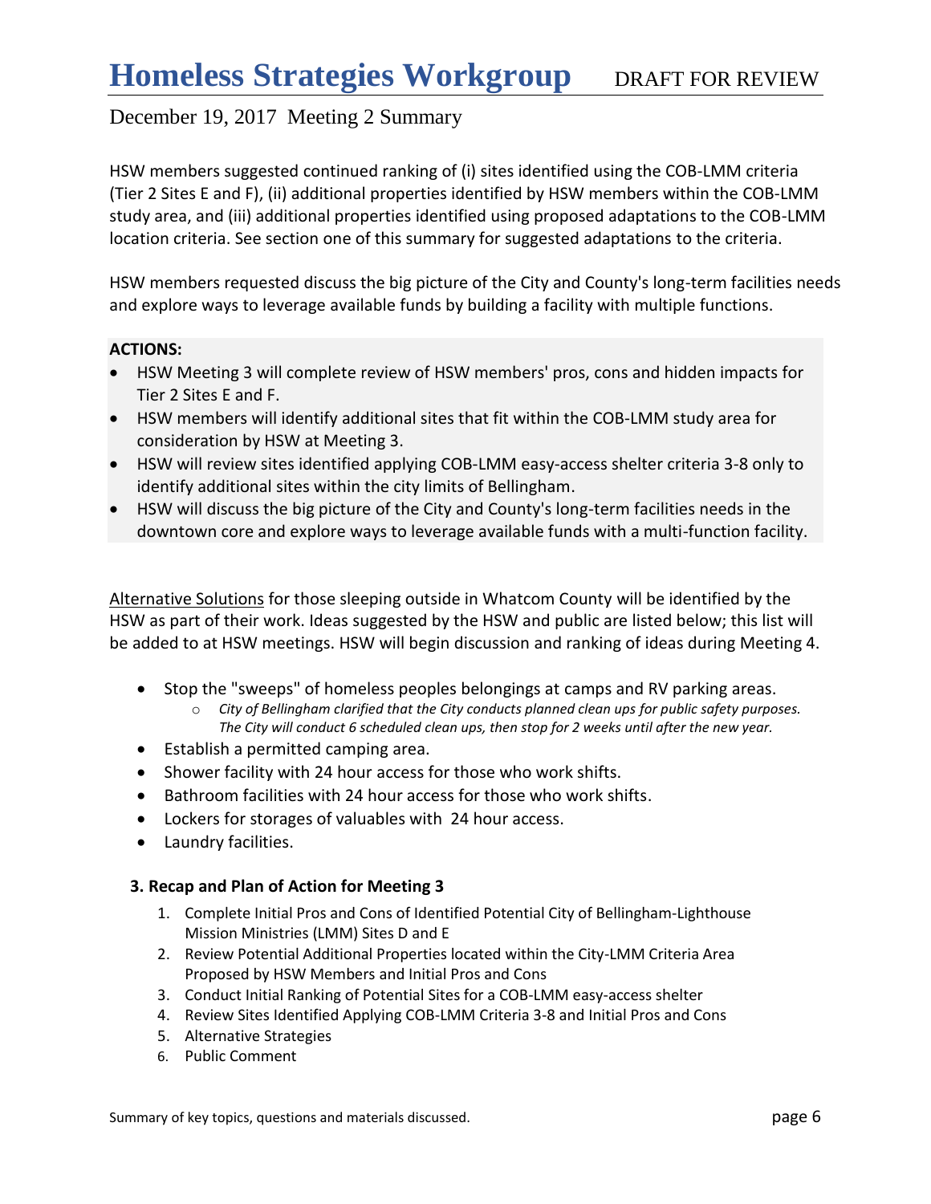HSW members suggested continued ranking of (i) sites identified using the COB-LMM criteria (Tier 2 Sites E and F), (ii) additional properties identified by HSW members within the COB-LMM study area, and (iii) additional properties identified using proposed adaptations to the COB-LMM location criteria. See section one of this summary for suggested adaptations to the criteria.

HSW members requested discuss the big picture of the City and County's long-term facilities needs and explore ways to leverage available funds by building a facility with multiple functions.

**ACTIONS:**

- HSW Meeting 3 will complete review of HSW members' pros, cons and hidden impacts for Tier 2 Sites E and F.
- HSW members will identify additional sites that fit within the COB-LMM study area for consideration by HSW at Meeting 3.
- HSW will review sites identified applying COB-LMM easy-access shelter criteria 3-8 only to identify additional sites within the city limits of Bellingham.
- HSW will discuss the big picture of the City and County's long-term facilities needs in the downtown core and explore ways to leverage available funds with a multi-function facility.

Alternative Solutions for those sleeping outside in Whatcom County will be identified by the HSW as part of their work. Ideas suggested by the HSW and public are listed below; this list will be added to at HSW meetings. HSW will begin discussion and ranking of ideas during Meeting 4.

- Stop the "sweeps" of homeless peoples belongings at camps and RV parking areas.
  - *City of Bellingham clarified that the City conducts planned clean ups for public safety purposes. The City will conduct 6 scheduled clean ups, then stop for 2 weeks until after the new year.*
- Establish a permitted camping area.
- Shower facility with 24 hour access for those who work shifts.
- Bathroom facilities with 24 hour access for those who work shifts.
- Lockers for storages of valuables with 24 hour access.
- Laundry facilities.

### 3. Recap and Plan of Action for Meeting 3

1. Complete Initial Pros and Cons of Identified Potential City of Bellingham-Lighthouse Mission Ministries (LMM) Sites D and E
2. Review Potential Additional Properties located within the City-LMM Criteria Area Proposed by HSW Members and Initial Pros and Cons
3. Conduct Initial Ranking of Potential Sites for a COB-LMM easy-access shelter
4. Review Sites Identified Applying COB-LMM Criteria 3-8 and Initial Pros and Cons
5. Alternative Strategies
6. Public Comment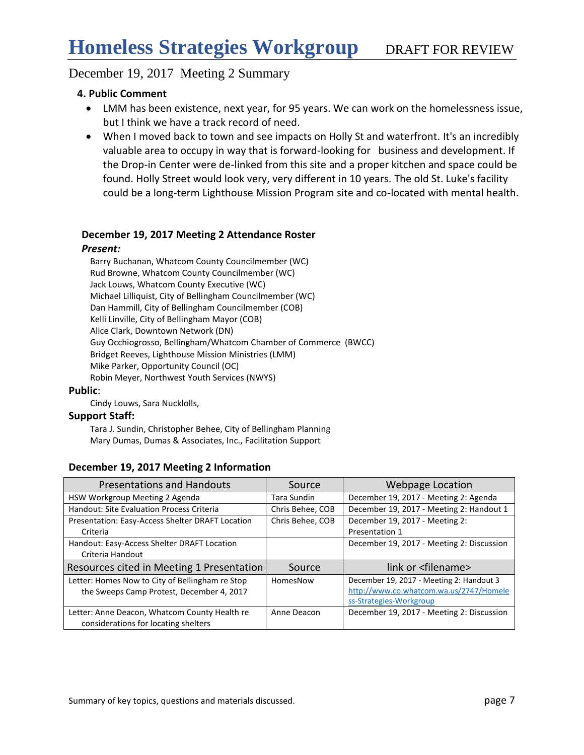## 4. Public Comment

- LMM has been existence, next year, for 95 years. We can work on the homelessness issue, but I think we have a track record of need.
- When I moved back to town and see impacts on Holly St and waterfront. It's an incredibly valuable area to occupy in way that is forward-looking for business and development. If the Drop-in Center were de-linked from this site and a proper kitchen and space could be found. Holly Street would look very, very different in 10 years. The old St. Luke's facility could be a long-term Lighthouse Mission Program site and co-located with mental health.

### December 19, 2017 Meeting 2 Attendance Roster

***Present:***

Barry Buchanan, Whatcom County Councilmember (WC)
Rud Browne, Whatcom County Councilmember (WC)
Jack Louws, Whatcom County Executive (WC)
Michael Lilliquist, City of Bellingham Councilmember (WC)
Dan Hammill, City of Bellingham Councilmember (COB)
Kelli Linville, City of Bellingham Mayor (COB)
Alice Clark, Downtown Network (DN)
Guy Occhiogrosso, Bellingham/Whatcom Chamber of Commerce (BWCC)
Bridget Reeves, Lighthouse Mission Ministries (LMM)
Mike Parker, Opportunity Council (OC)
Robin Meyer, Northwest Youth Services (NWYS)

**Public**:

Cindy Louws, Sara Nucklolls,

**Support Staff:**

Tara J. Sundin, Christopher Behee, City of Bellingham Planning
Mary Dumas, Dumas & Associates, Inc., Facilitation Support

### December 19, 2017 Meeting 2 Information

| Presentations and Handouts | Source | Webpage Location |
|---|---|---|
| HSW Workgroup Meeting 2 Agenda | Tara Sundin | December 19, 2017 - Meeting 2: Agenda |
| Handout: Site Evaluation Process Criteria | Chris Behee, COB | December 19, 2017 - Meeting 2: Handout 1 |
| Presentation: Easy-Access Shelter DRAFT Location Criteria | Chris Behee, COB | December 19, 2017 - Meeting 2: Presentation 1 |
| Handout: Easy-Access Shelter DRAFT Location Criteria Handout | | December 19, 2017 - Meeting 2: Discussion |
| **Resources cited in Meeting 1 Presentation** | **Source** | **link or <filename>** |
| Letter: Homes Now to City of Bellingham re Stop the Sweeps Camp Protest, December 4, 2017 | HomesNow | December 19, 2017 - Meeting 2: Handout 3 http://www.co.whatcom.wa.us/2747/Homeless-Strategies-Workgroup |
| Letter: Anne Deacon, Whatcom County Health re considerations for locating shelters | Anne Deacon | December 19, 2017 - Meeting 2: Discussion |